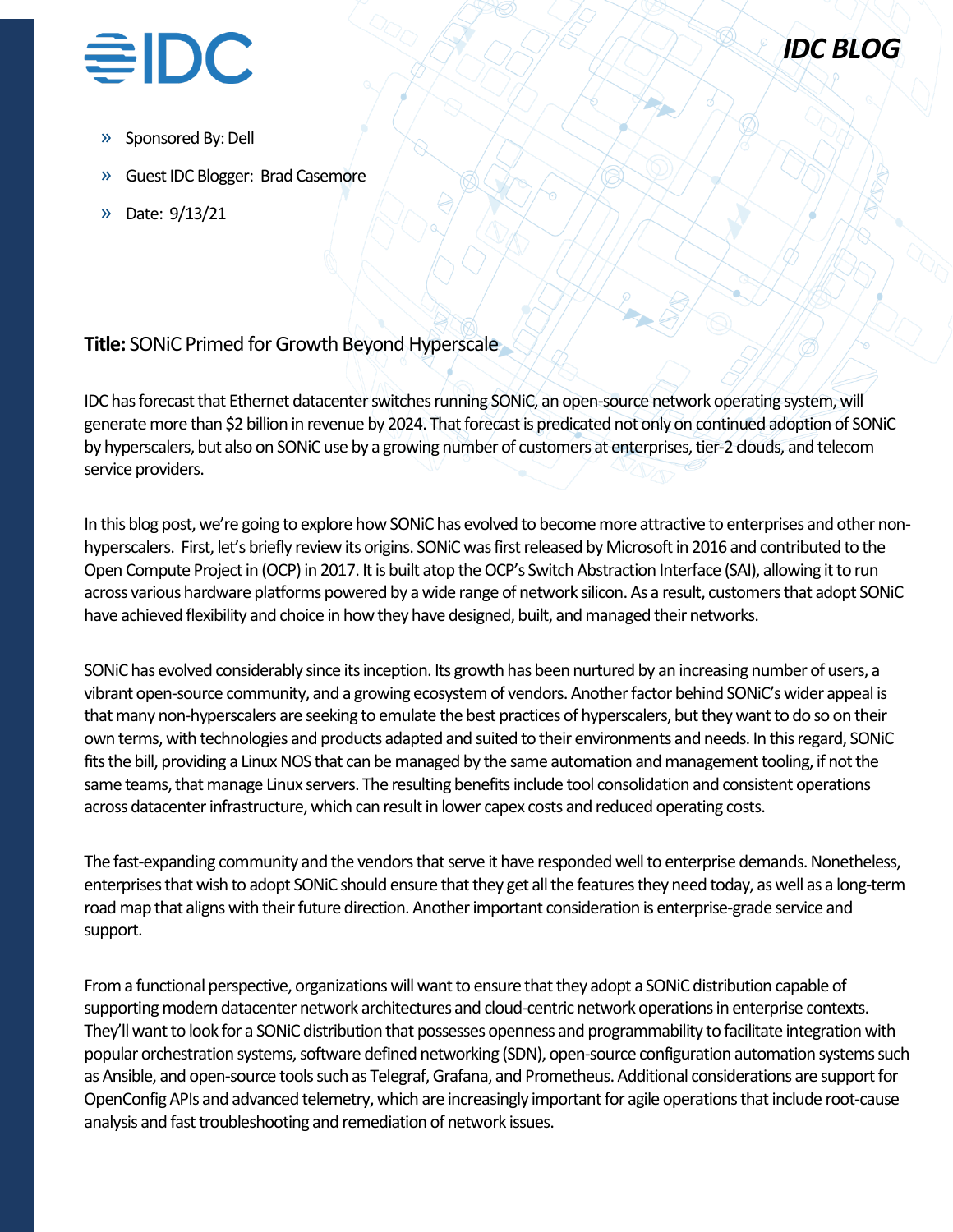IDC BLOG

- Sponsored By: Dell
- Guest IDC Blogger: Brad Casemore
- Date: 9/13/21

**Title:** SONiC Primed for Growth Beyond Hyperscale

IDC has forecast that Ethernet datacenter switches running SONiC, an open-source network operating system, will generate more than $2 billion in revenue by 2024. That forecast is predicated not only on continued adoption of SONiC by hyperscalers, but also on SONiC use by a growing number of customers at enterprises, tier-2 clouds, and telecom service providers.

In this blog post, we're going to explore how SONiC has evolved to become more attractive to enterprises and other non-hyperscalers. First, let's briefly review its origins. SONiC was first released by Microsoft in 2016 and contributed to the Open Compute Project in (OCP) in 2017. It is built atop the OCP's Switch Abstraction Interface (SAI), allowing it to run across various hardware platforms powered by a wide range of network silicon. As a result, customers that adopt SONiC have achieved flexibility and choice in how they have designed, built, and managed their networks.

SONiC has evolved considerably since its inception. Its growth has been nurtured by an increasing number of users, a vibrant open-source community, and a growing ecosystem of vendors. Another factor behind SONiC's wider appeal is that many non-hyperscalers are seeking to emulate the best practices of hyperscalers, but they want to do so on their own terms, with technologies and products adapted and suited to their environments and needs. In this regard, SONiC fits the bill, providing a Linux NOS that can be managed by the same automation and management tooling, if not the same teams, that manage Linux servers. The resulting benefits include tool consolidation and consistent operations across datacenter infrastructure, which can result in lower capex costs and reduced operating costs.

The fast-expanding community and the vendors that serve it have responded well to enterprise demands. Nonetheless, enterprises that wish to adopt SONiC should ensure that they get all the features they need today, as well as a long-term road map that aligns with their future direction. Another important consideration is enterprise-grade service and support.

From a functional perspective, organizations will want to ensure that they adopt a SONiC distribution capable of supporting modern datacenter network architectures and cloud-centric network operations in enterprise contexts. They'll want to look for a SONiC distribution that possesses openness and programmability to facilitate integration with popular orchestration systems, software defined networking (SDN), open-source configuration automation systems such as Ansible, and open-source tools such as Telegraf, Grafana, and Prometheus. Additional considerations are support for OpenConfig APIs and advanced telemetry, which are increasingly important for agile operations that include root-cause analysis and fast troubleshooting and remediation of network issues.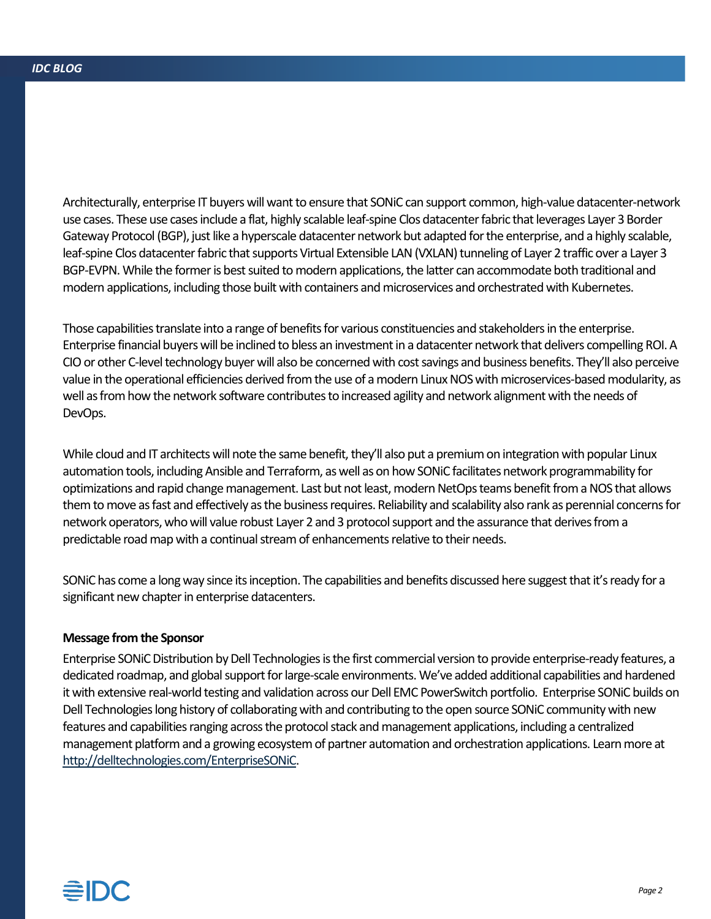Architecturally, enterprise IT buyers will want to ensure that SONiC can support common, high-value datacenter-network use cases. These use cases include a flat, highly scalable leaf-spine Clos datacenter fabric that leverages Layer 3 Border Gateway Protocol (BGP), just like a hyperscale datacenter network but adapted for the enterprise, and a highly scalable, leaf-spine Clos datacenter fabric that supports Virtual Extensible LAN (VXLAN) tunneling of Layer 2 traffic over a Layer 3 BGP-EVPN. While the former is best suited to modern applications, the latter can accommodate both traditional and modern applications, including those built with containers and microservices and orchestrated with Kubernetes.

Those capabilities translate into a range of benefits for various constituencies and stakeholders in the enterprise. Enterprise financial buyers will be inclined to bless an investment in a datacenter network that delivers compelling ROI. A CIO or other C-level technology buyer will also be concerned with cost savings and business benefits. They'll also perceive value in the operational efficiencies derived from the use of a modern Linux NOS with microservices-based modularity, as well as from how the network software contributes to increased agility and network alignment with the needs of DevOps.

While cloud and IT architects will note the same benefit, they'll also put a premium on integration with popular Linux automation tools, including Ansible and Terraform, as well as on how SONiC facilitates network programmability for optimizations and rapid change management. Last but not least, modern NetOps teams benefit from a NOS that allows them to move as fast and effectively as the business requires. Reliability and scalability also rank as perennial concerns for network operators, who will value robust Layer 2 and 3 protocol support and the assurance that derives from a predictable road map with a continual stream of enhancements relative to their needs.

SONiC has come a long way since its inception. The capabilities and benefits discussed here suggest that it's ready for a significant new chapter in enterprise datacenters.

**Message from the Sponsor**

Enterprise SONiC Distribution by Dell Technologies is the first commercial version to provide enterprise-ready features, a dedicated roadmap, and global support for large-scale environments. We've added additional capabilities and hardened it with extensive real-world testing and validation across our Dell EMC PowerSwitch portfolio. Enterprise SONiC builds on Dell Technologies long history of collaborating with and contributing to the open source SONiC community with new features and capabilities ranging across the protocol stack and management applications, including a centralized management platform and a growing ecosystem of partner automation and orchestration applications. Learn more at http://delltechnologies.com/EnterpriseSONiC.